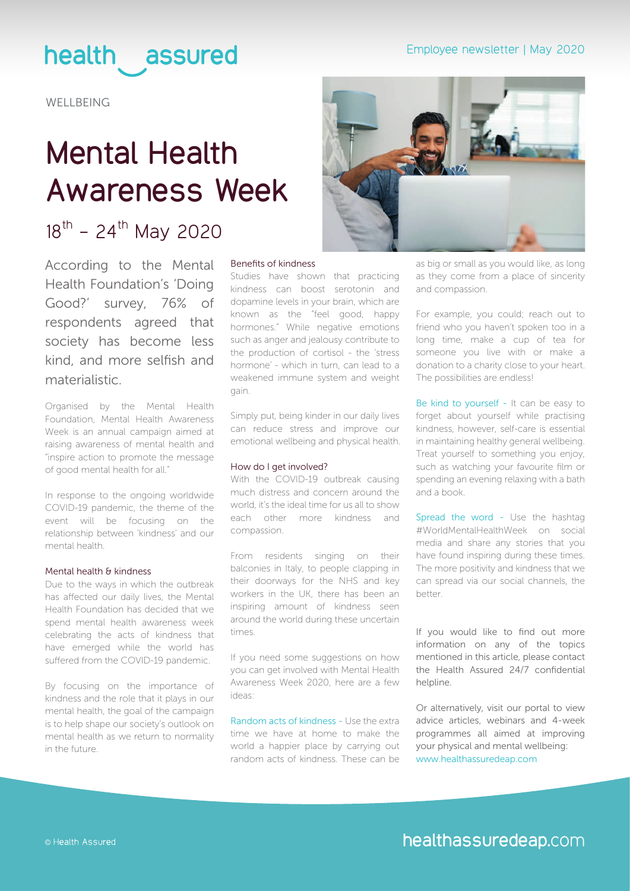WELLBEING

# Mental Health Awareness Week

## 18th – 24th May 2020

According to the Mental Health Foundation's 'Doing Good?' survey, 76% of respondents agreed that society has become less kind, and more selfish and materialistic.

Organised by the Mental Health Foundation, Mental Health Awareness Week is an annual campaign aimed at raising awareness of mental health and "inspire action to promote the message of good mental health for all."

In response to the ongoing worldwide COVID-19 pandemic, the theme of the event will be focusing on the relationship between 'kindness' and our mental health.

### Mental health & kindness

Due to the ways in which the outbreak has affected our daily lives, the Mental Health Foundation has decided that we spend mental health awareness week celebrating the acts of kindness that have emerged while the world has suffered from the COVID-19 pandemic.

By focusing on the importance of kindness and the role that it plays in our mental health, the goal of the campaign is to help shape our society's outlook on mental health as we return to normality in the future.

### Benefits of kindness

Studies have shown that practicing kindness can boost serotonin and dopamine levels in your brain, which are known as the "feel good, happy hormones." While negative emotions such as anger and jealousy contribute to the production of cortisol - the 'stress hormone' - which in turn, can lead to a weakened immune system and weight gain.

Simply put, being kinder in our daily lives can reduce stress and improve our emotional wellbeing and physical health.

### How do I get involved?

With the COVID-19 outbreak causing much distress and concern around the world, it's the ideal time for us all to show each other more kindness and compassion.

From residents singing on their balconies in Italy, to people clapping in their doorways for the NHS and key workers in the UK, there has been an inspiring amount of kindness seen around the world during these uncertain times.

If you need some suggestions on how you can get involved with Mental Health Awareness Week 2020, here are a few ideas:

Random acts of kindness - Use the extra time we have at home to make the world a happier place by carrying out random acts of kindness. These can be as big or small as you would like, as long as they come from a place of sincerity and compassion.

For example, you could; reach out to friend who you haven't spoken too in a long time, make a cup of tea for someone you live with or make a donation to a charity close to your heart. The possibilities are endless!

Be kind to yourself - It can be easy to forget about yourself while practising kindness, however, self-care is essential in maintaining healthy general wellbeing. Treat yourself to something you enjoy, such as watching your favourite film or spending an evening relaxing with a bath and a book.

Spread the word - Use the hashtag #WorldMentalHealthWeek on social media and share any stories that you have found inspiring during these times. The more positivity and kindness that we can spread via our social channels, the better.

If you would like to find out more information on any of the topics mentioned in this article, please contact the Health Assured 24/7 confidential helpline.

Or alternatively, visit our portal to view advice articles, webinars and 4-week programmes all aimed at improving your physical and mental wellbeing: www.healthassuredeap.com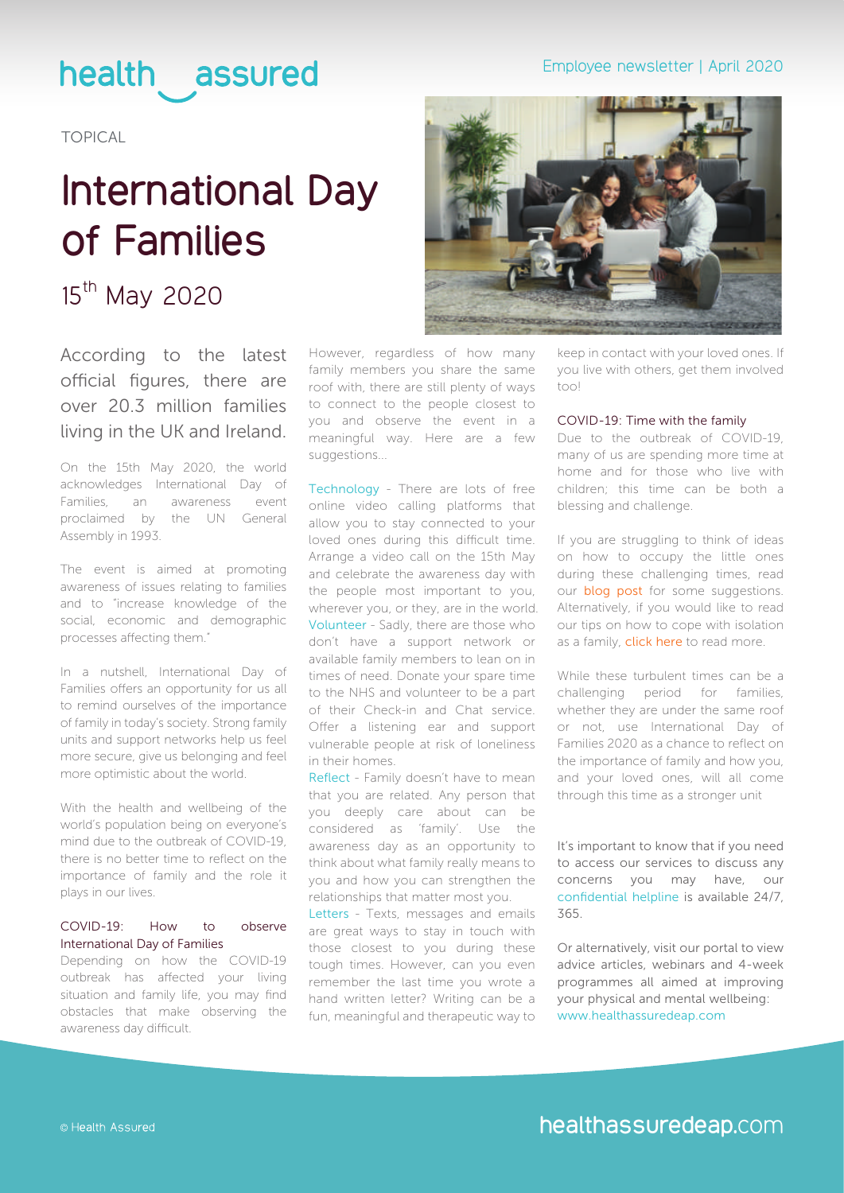TOPICAL

# International Day of Families

## 15th May 2020

According to the latest official figures, there are over 20.3 million families living in the UK and Ireland.

On the 15th May 2020, the world acknowledges International Day of Families, an awareness event proclaimed by the UN General Assembly in 1993.

The event is aimed at promoting awareness of issues relating to families and to "increase knowledge of the social, economic and demographic processes affecting them."

In a nutshell, International Day of Families offers an opportunity for us all to remind ourselves of the importance of family in today's society. Strong family units and support networks help us feel more secure, give us belonging and feel more optimistic about the world.

With the health and wellbeing of the world's population being on everyone's mind due to the outbreak of COVID-19, there is no better time to reflect on the importance of family and the role it plays in our lives.

### COVID-19: How to observe International Day of Families

Depending on how the COVID-19 outbreak has affected your living situation and family life, you may find obstacles that make observing the awareness day difficult.

However, regardless of how many family members you share the same roof with, there are still plenty of ways to connect to the people closest to you and observe the event in a meaningful way. Here are a few suggestions...

Technology - There are lots of free online video calling platforms that allow you to stay connected to your loved ones during this difficult time. Arrange a video call on the 15th May and celebrate the awareness day with the people most important to you, wherever you, or they, are in the world.

Volunteer - Sadly, there are those who don't have a support network or available family members to lean on in times of need. Donate your spare time to the NHS and volunteer to be a part of their Check-in and Chat service. Offer a listening ear and support vulnerable people at risk of loneliness in their homes.

Reflect - Family doesn't have to mean that you are related. Any person that you deeply care about can be considered as 'family'. Use the awareness day as an opportunity to think about what family really means to you and how you can strengthen the relationships that matter most you.

Letters - Texts, messages and emails are great ways to stay in touch with those closest to you during these tough times. However, can you even remember the last time you wrote a hand written letter? Writing can be a fun, meaningful and therapeutic way to keep in contact with your loved ones. If you live with others, get them involved too!

### COVID-19: Time with the family

Due to the outbreak of COVID-19, many of us are spending more time at home and for those who live with children; this time can be both a blessing and challenge.

If you are struggling to think of ideas on how to occupy the little ones during these challenging times, read our blog post for some suggestions. Alternatively, if you would like to read our tips on how to cope with isolation as a family, click here to read more.

While these turbulent times can be a challenging period for families, whether they are under the same roof or not, use International Day of Families 2020 as a chance to reflect on the importance of family and how you, and your loved ones, will all come through this time as a stronger unit

It's important to know that if you need to access our services to discuss any concerns you may have, our confidential helpline is available 24/7, 365.

Or alternatively, visit our portal to view advice articles, webinars and 4-week programmes all aimed at improving your physical and mental wellbeing: www.healthassuredeap.com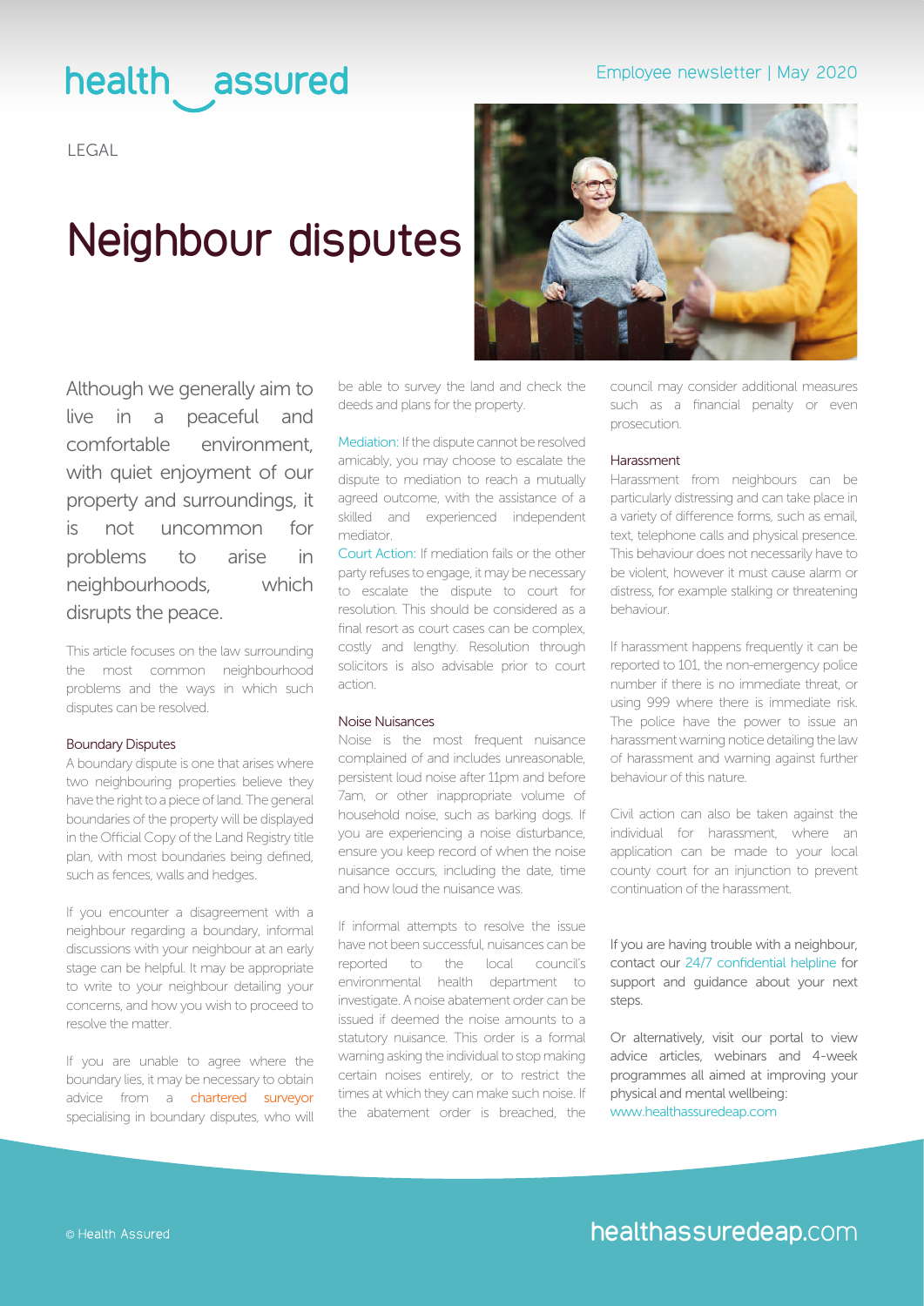health assured

Employee newsletter | May 2020

LEGAL

# Neighbour disputes

Although we generally aim to live in a peaceful and comfortable environment, with quiet enjoyment of our property and surroundings, it is not uncommon for problems to arise in neighbourhoods, which disrupts the peace.

This article focuses on the law surrounding the most common neighbourhood problems and the ways in which such disputes can be resolved.

## Boundary Disputes

A boundary dispute is one that arises where two neighbouring properties believe they have the right to a piece of land. The general boundaries of the property will be displayed in the Official Copy of the Land Registry title plan, with most boundaries being defined, such as fences, walls and hedges.

If you encounter a disagreement with a neighbour regarding a boundary, informal discussions with your neighbour at an early stage can be helpful. It may be appropriate to write to your neighbour detailing your concerns, and how you wish to proceed to resolve the matter.

If you are unable to agree where the boundary lies, it may be necessary to obtain advice from a chartered surveyor specialising in boundary disputes, who will be able to survey the land and check the deeds and plans for the property.

Mediation: If the dispute cannot be resolved amicably, you may choose to escalate the dispute to mediation to reach a mutually agreed outcome, with the assistance of a skilled and experienced independent mediator.

Court Action: If mediation fails or the other party refuses to engage, it may be necessary to escalate the dispute to court for resolution. This should be considered as a final resort as court cases can be complex, costly and lengthy. Resolution through solicitors is also advisable prior to court action.

## Noise Nuisances

Noise is the most frequent nuisance complained of and includes unreasonable, persistent loud noise after 11pm and before 7am, or other inappropriate volume of household noise, such as barking dogs. If you are experiencing a noise disturbance, ensure you keep record of when the noise nuisance occurs, including the date, time and how loud the nuisance was.

If informal attempts to resolve the issue have not been successful, nuisances can be reported to the local council's environmental health department to investigate. A noise abatement order can be issued if deemed the noise amounts to a statutory nuisance. This order is a formal warning asking the individual to stop making certain noises entirely, or to restrict the times at which they can make such noise. If the abatement order is breached, the council may consider additional measures such as a financial penalty or even prosecution.

## Harassment

Harassment from neighbours can be particularly distressing and can take place in a variety of difference forms, such as email, text, telephone calls and physical presence. This behaviour does not necessarily have to be violent, however it must cause alarm or distress, for example stalking or threatening behaviour.

If harassment happens frequently it can be reported to 101, the non-emergency police number if there is no immediate threat, or using 999 where there is immediate risk. The police have the power to issue an harassment warning notice detailing the law of harassment and warning against further behaviour of this nature.

Civil action can also be taken against the individual for harassment, where an application can be made to your local county court for an injunction to prevent continuation of the harassment.

If you are having trouble with a neighbour, contact our 24/7 confidential helpline for support and guidance about your next steps.

Or alternatively, visit our portal to view advice articles, webinars and 4-week programmes all aimed at improving your physical and mental wellbeing: www.healthassuredeap.com

© Health Assured

healthassuredeap.com